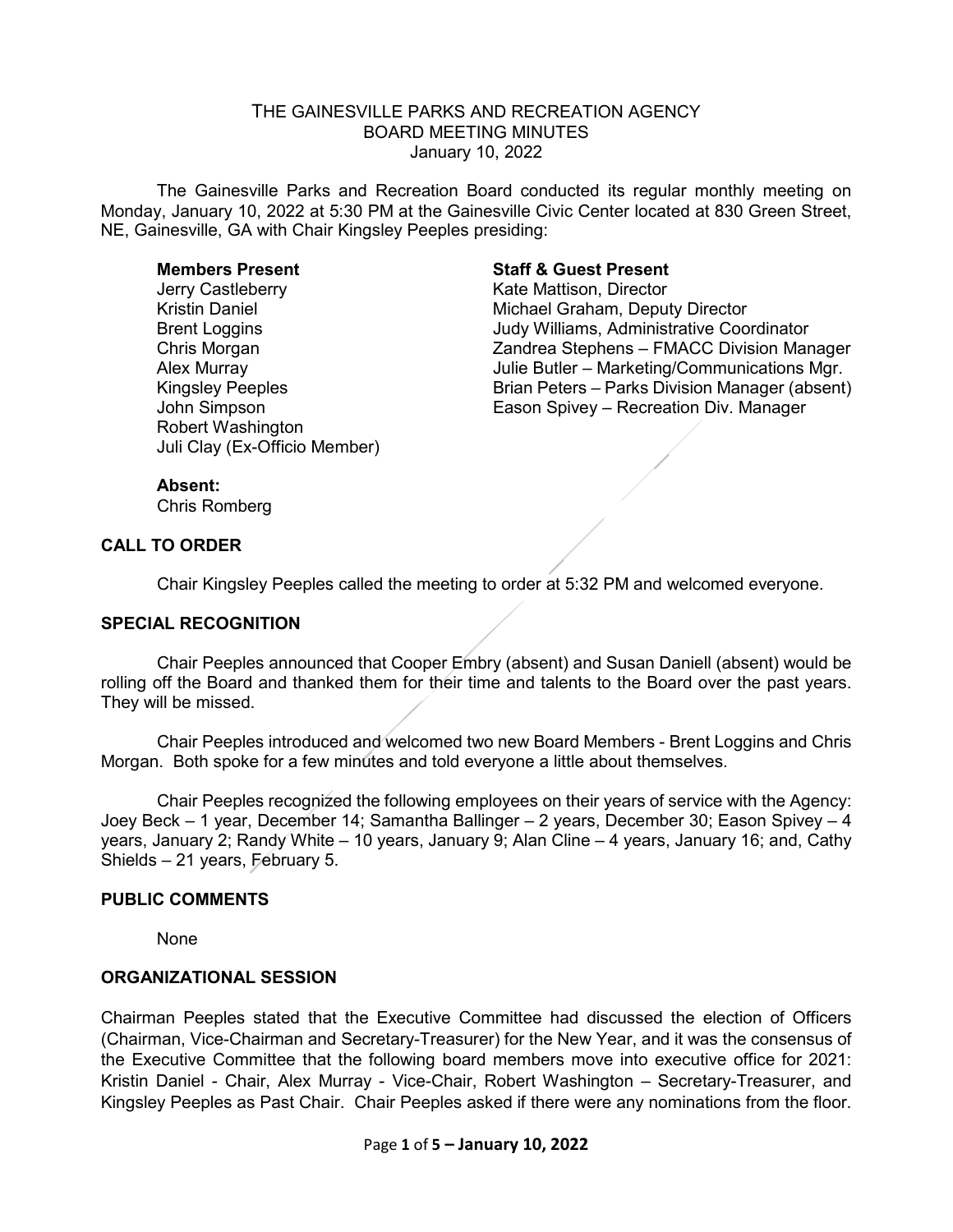# THE GAINESVILLE PARKS AND RECREATION AGENCY
## BOARD MEETING MINUTES
### January 10, 2022

The Gainesville Parks and Recreation Board conducted its regular monthly meeting on Monday, January 10, 2022 at 5:30 PM at the Gainesville Civic Center located at 830 Green Street, NE, Gainesville, GA with Chair Kingsley Peeples presiding:

**Members Present**
Jerry Castleberry
Kristin Daniel
Brent Loggins
Chris Morgan
Alex Murray
Kingsley Peeples
John Simpson
Robert Washington
Juli Clay (Ex-Officio Member)

**Staff & Guest Present**
Kate Mattison, Director
Michael Graham, Deputy Director
Judy Williams, Administrative Coordinator
Zandrea Stephens – FMACC Division Manager
Julie Butler – Marketing/Communications Mgr.
Brian Peters – Parks Division Manager (absent)
Eason Spivey – Recreation Div. Manager

**Absent:**
Chris Romberg

**CALL TO ORDER**

Chair Kingsley Peeples called the meeting to order at 5:32 PM and welcomed everyone.

**SPECIAL RECOGNITION**

Chair Peeples announced that Cooper Embry (absent) and Susan Daniell (absent) would be rolling off the Board and thanked them for their time and talents to the Board over the past years. They will be missed.

Chair Peeples introduced and welcomed two new Board Members - Brent Loggins and Chris Morgan. Both spoke for a few minutes and told everyone a little about themselves.

Chair Peeples recognized the following employees on their years of service with the Agency: Joey Beck – 1 year, December 14; Samantha Ballinger – 2 years, December 30; Eason Spivey – 4 years, January 2; Randy White – 10 years, January 9; Alan Cline – 4 years, January 16; and, Cathy Shields – 21 years, February 5.

**PUBLIC COMMENTS**

None

**ORGANIZATIONAL SESSION**

Chairman Peeples stated that the Executive Committee had discussed the election of Officers (Chairman, Vice-Chairman and Secretary-Treasurer) for the New Year, and it was the consensus of the Executive Committee that the following board members move into executive office for 2021: Kristin Daniel - Chair, Alex Murray - Vice-Chair, Robert Washington – Secretary-Treasurer, and Kingsley Peeples as Past Chair. Chair Peeples asked if there were any nominations from the floor.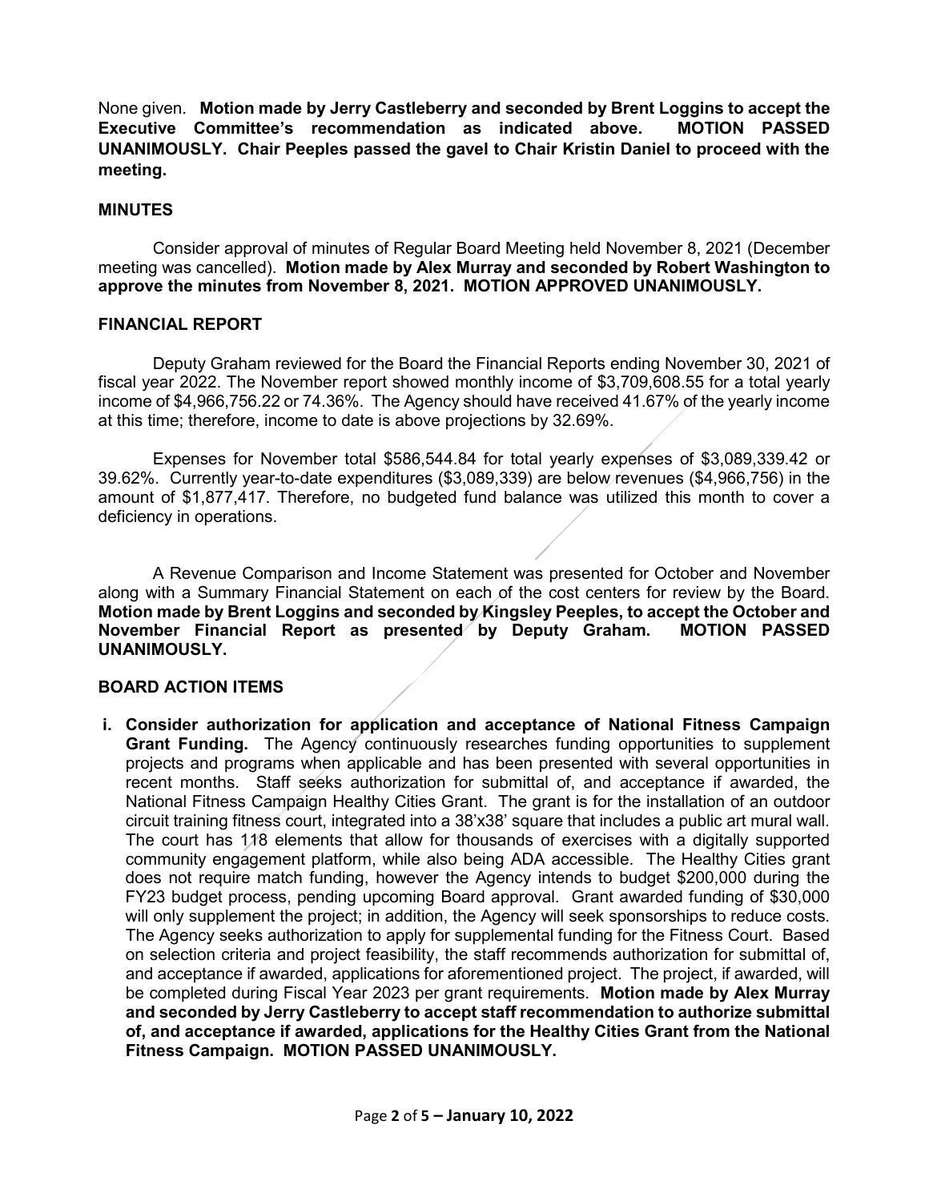None given. **Motion made by Jerry Castleberry and seconded by Brent Loggins to accept the Executive Committee's recommendation as indicated above. MOTION PASSED UNANIMOUSLY. Chair Peeples passed the gavel to Chair Kristin Daniel to proceed with the meeting.**

## MINUTES

Consider approval of minutes of Regular Board Meeting held November 8, 2021 (December meeting was cancelled). **Motion made by Alex Murray and seconded by Robert Washington to approve the minutes from November 8, 2021. MOTION APPROVED UNANIMOUSLY.**

## FINANCIAL REPORT

Deputy Graham reviewed for the Board the Financial Reports ending November 30, 2021 of fiscal year 2022. The November report showed monthly income of $3,709,608.55 for a total yearly income of $4,966,756.22 or 74.36%. The Agency should have received 41.67% of the yearly income at this time; therefore, income to date is above projections by 32.69%.

Expenses for November total $586,544.84 for total yearly expenses of $3,089,339.42 or 39.62%. Currently year-to-date expenditures ($3,089,339) are below revenues ($4,966,756) in the amount of $1,877,417. Therefore, no budgeted fund balance was utilized this month to cover a deficiency in operations.

A Revenue Comparison and Income Statement was presented for October and November along with a Summary Financial Statement on each of the cost centers for review by the Board. **Motion made by Brent Loggins and seconded by Kingsley Peeples, to accept the October and November Financial Report as presented by Deputy Graham. MOTION PASSED UNANIMOUSLY.**

## BOARD ACTION ITEMS

i. **Consider authorization for application and acceptance of National Fitness Campaign Grant Funding.** The Agency continuously researches funding opportunities to supplement projects and programs when applicable and has been presented with several opportunities in recent months. Staff seeks authorization for submittal of, and acceptance if awarded, the National Fitness Campaign Healthy Cities Grant. The grant is for the installation of an outdoor circuit training fitness court, integrated into a 38'x38' square that includes a public art mural wall. The court has 118 elements that allow for thousands of exercises with a digitally supported community engagement platform, while also being ADA accessible. The Healthy Cities grant does not require match funding, however the Agency intends to budget $200,000 during the FY23 budget process, pending upcoming Board approval. Grant awarded funding of $30,000 will only supplement the project; in addition, the Agency will seek sponsorships to reduce costs. The Agency seeks authorization to apply for supplemental funding for the Fitness Court. Based on selection criteria and project feasibility, the staff recommends authorization for submittal of, and acceptance if awarded, applications for aforementioned project. The project, if awarded, will be completed during Fiscal Year 2023 per grant requirements. **Motion made by Alex Murray and seconded by Jerry Castleberry to accept staff recommendation to authorize submittal of, and acceptance if awarded, applications for the Healthy Cities Grant from the National Fitness Campaign. MOTION PASSED UNANIMOUSLY.**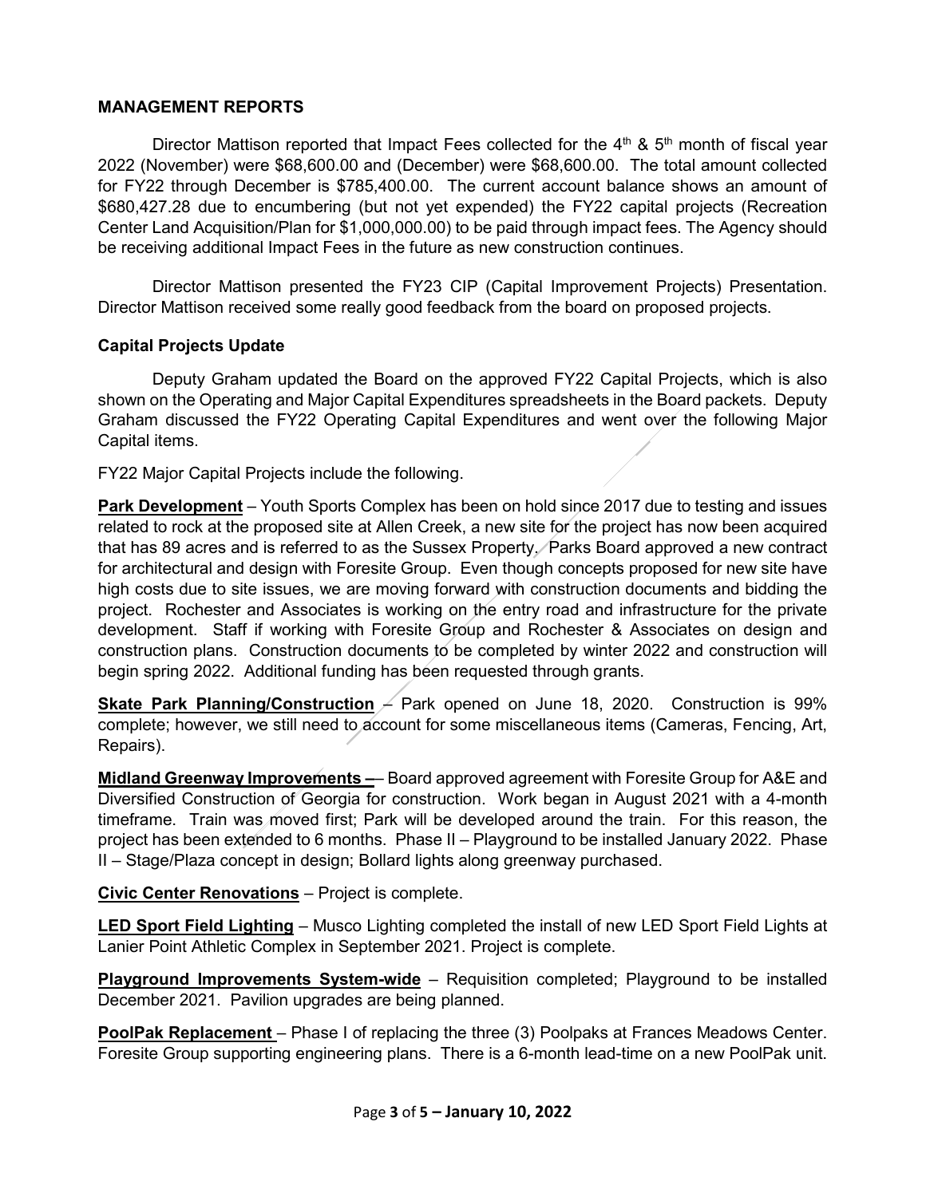**MANAGEMENT REPORTS**

Director Mattison reported that Impact Fees collected for the 4th & 5th month of fiscal year 2022 (November) were $68,600.00 and (December) were $68,600.00. The total amount collected for FY22 through December is $785,400.00. The current account balance shows an amount of $680,427.28 due to encumbering (but not yet expended) the FY22 capital projects (Recreation Center Land Acquisition/Plan for $1,000,000.00) to be paid through impact fees. The Agency should be receiving additional Impact Fees in the future as new construction continues.

Director Mattison presented the FY23 CIP (Capital Improvement Projects) Presentation. Director Mattison received some really good feedback from the board on proposed projects.

**Capital Projects Update**

Deputy Graham updated the Board on the approved FY22 Capital Projects, which is also shown on the Operating and Major Capital Expenditures spreadsheets in the Board packets. Deputy Graham discussed the FY22 Operating Capital Expenditures and went over the following Major Capital items.

FY22 Major Capital Projects include the following.

**Park Development** – Youth Sports Complex has been on hold since 2017 due to testing and issues related to rock at the proposed site at Allen Creek, a new site for the project has now been acquired that has 89 acres and is referred to as the Sussex Property. Parks Board approved a new contract for architectural and design with Foresite Group. Even though concepts proposed for new site have high costs due to site issues, we are moving forward with construction documents and bidding the project. Rochester and Associates is working on the entry road and infrastructure for the private development. Staff if working with Foresite Group and Rochester & Associates on design and construction plans. Construction documents to be completed by winter 2022 and construction will begin spring 2022. Additional funding has been requested through grants.

**Skate Park Planning/Construction** – Park opened on June 18, 2020. Construction is 99% complete; however, we still need to account for some miscellaneous items (Cameras, Fencing, Art, Repairs).

**Midland Greenway Improvements –**– Board approved agreement with Foresite Group for A&E and Diversified Construction of Georgia for construction. Work began in August 2021 with a 4-month timeframe. Train was moved first; Park will be developed around the train. For this reason, the project has been extended to 6 months. Phase II – Playground to be installed January 2022. Phase II – Stage/Plaza concept in design; Bollard lights along greenway purchased.

**Civic Center Renovations** – Project is complete.

**LED Sport Field Lighting** – Musco Lighting completed the install of new LED Sport Field Lights at Lanier Point Athletic Complex in September 2021. Project is complete.

**Playground Improvements System-wide** – Requisition completed; Playground to be installed December 2021. Pavilion upgrades are being planned.

**PoolPak Replacement** – Phase I of replacing the three (3) Poolpaks at Frances Meadows Center. Foresite Group supporting engineering plans. There is a 6-month lead-time on a new PoolPak unit.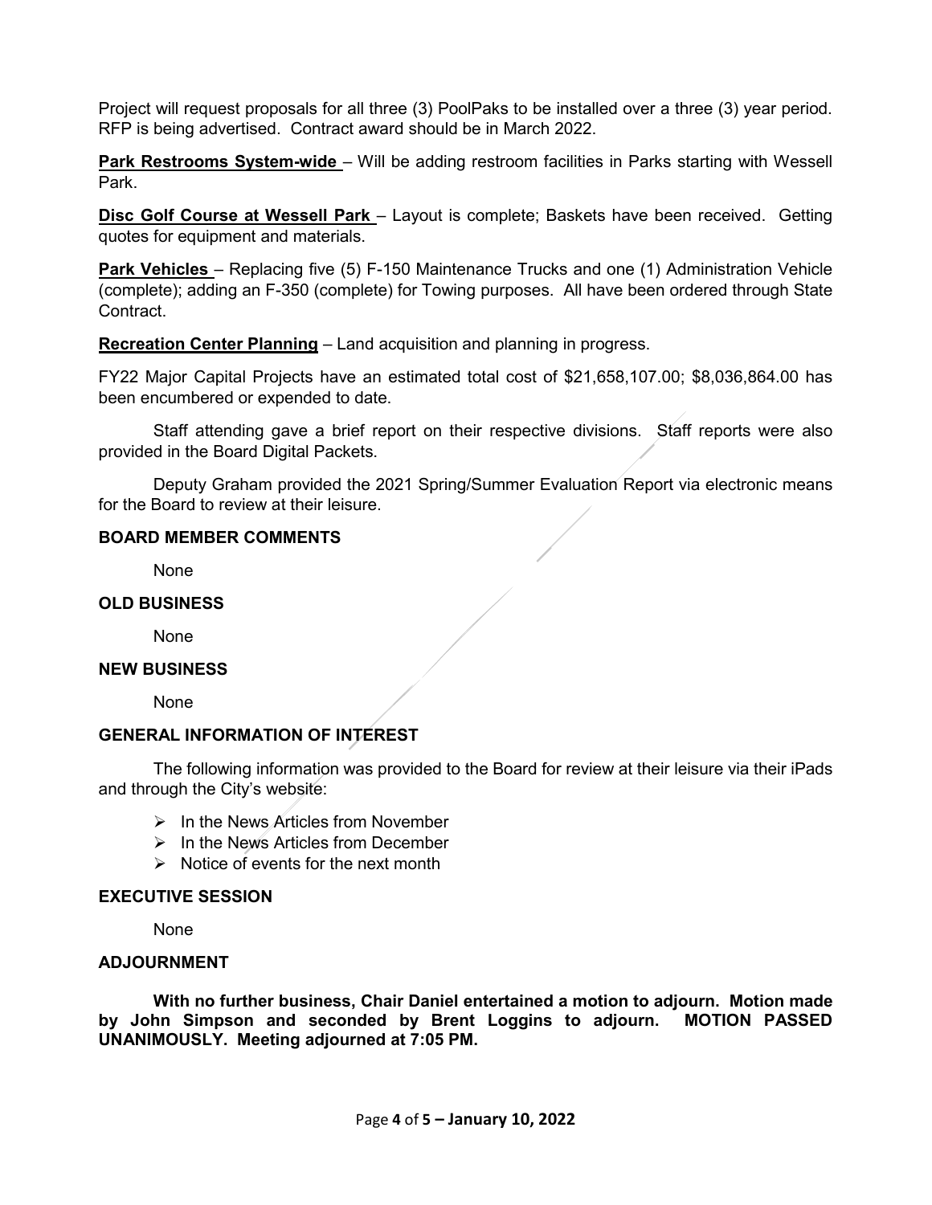Project will request proposals for all three (3) PoolPaks to be installed over a three (3) year period. RFP is being advertised. Contract award should be in March 2022.

**Park Restrooms System-wide** – Will be adding restroom facilities in Parks starting with Wessell Park.

**Disc Golf Course at Wessell Park** – Layout is complete; Baskets have been received. Getting quotes for equipment and materials.

**Park Vehicles** – Replacing five (5) F-150 Maintenance Trucks and one (1) Administration Vehicle (complete); adding an F-350 (complete) for Towing purposes. All have been ordered through State Contract.

**Recreation Center Planning** – Land acquisition and planning in progress.

FY22 Major Capital Projects have an estimated total cost of $21,658,107.00; $8,036,864.00 has been encumbered or expended to date.

Staff attending gave a brief report on their respective divisions. Staff reports were also provided in the Board Digital Packets.

Deputy Graham provided the 2021 Spring/Summer Evaluation Report via electronic means for the Board to review at their leisure.

**BOARD MEMBER COMMENTS**

None

**OLD BUSINESS**

None

**NEW BUSINESS**

None

**GENERAL INFORMATION OF INTEREST**

The following information was provided to the Board for review at their leisure via their iPads and through the City's website:

- In the News Articles from November
- In the News Articles from December
- Notice of events for the next month

**EXECUTIVE SESSION**

None

**ADJOURNMENT**

**With no further business, Chair Daniel entertained a motion to adjourn. Motion made by John Simpson and seconded by Brent Loggins to adjourn. MOTION PASSED UNANIMOUSLY. Meeting adjourned at 7:05 PM.**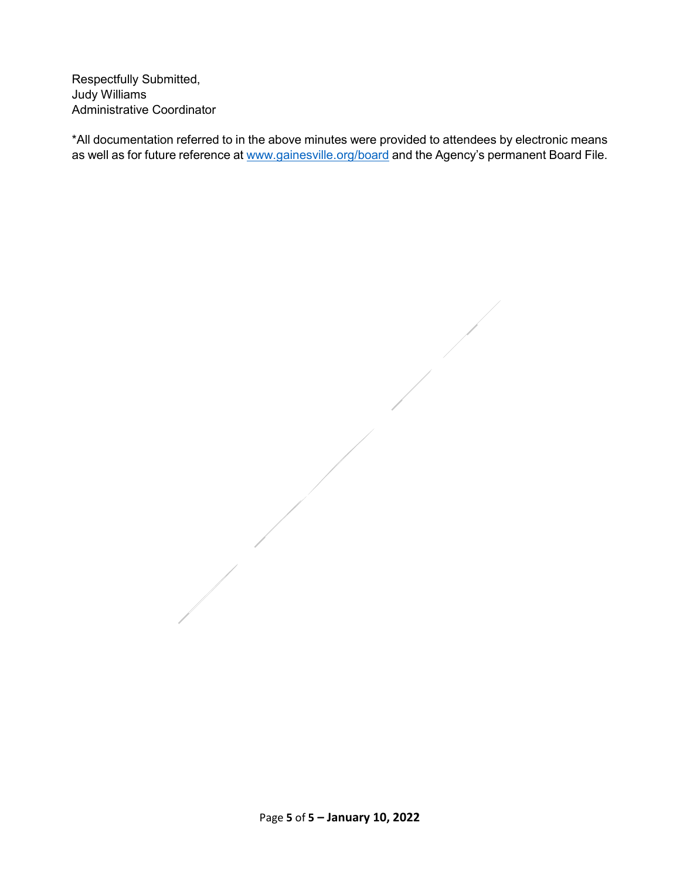Respectfully Submitted,
Judy Williams
Administrative Coordinator

*All documentation referred to in the above minutes were provided to attendees by electronic means as well as for future reference at [www.gainesville.org/board](http://www.gainesville.org/board) and the Agency's permanent Board File.